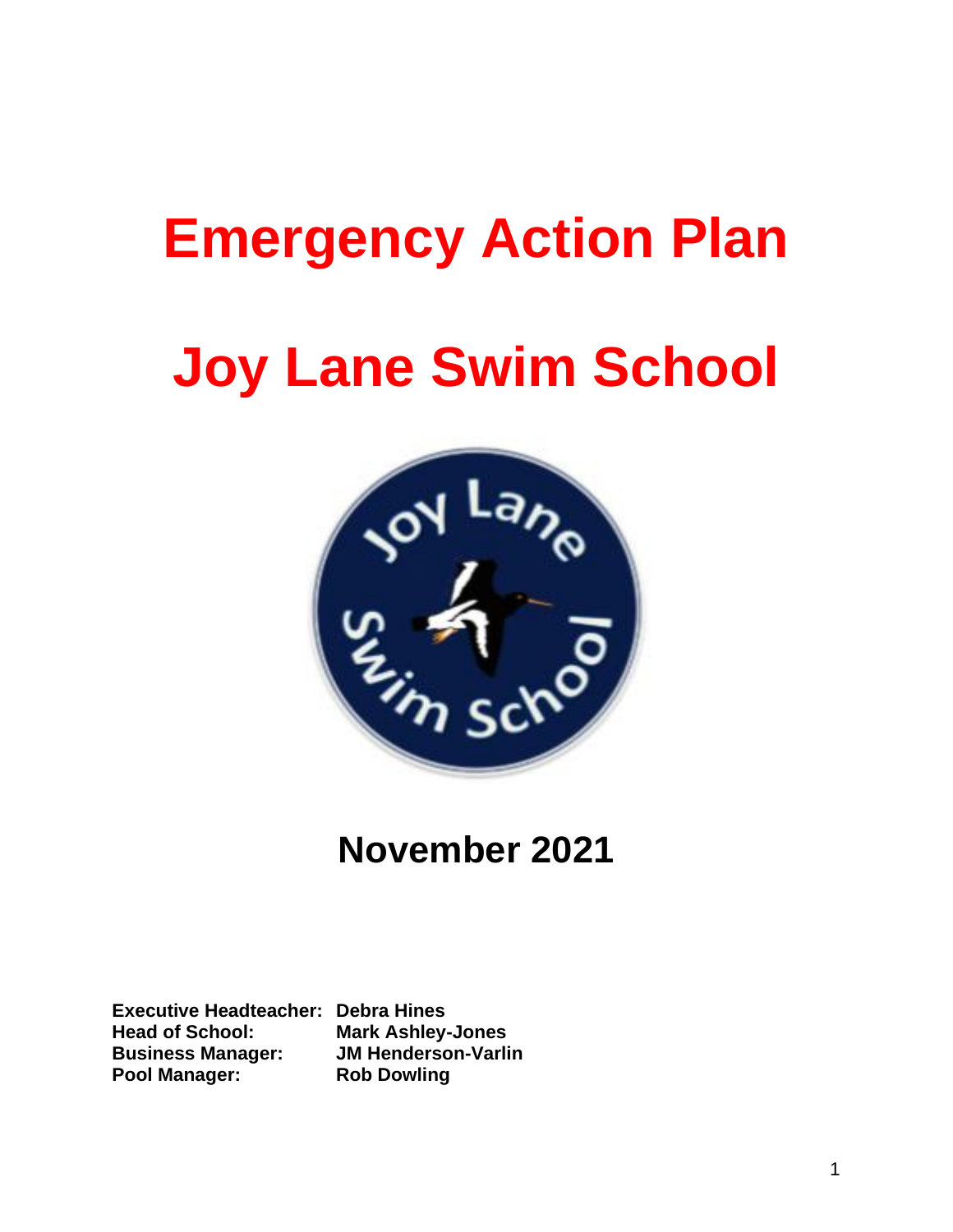# Emergency Action Plan

# Joy Lane Swim School

## November 2021

**Executive Headteacher:** **Debra Hines**
**Head of School:** **Mark Ashley-Jones**
**Business Manager:** **JM Henderson-Varlin**
**Pool Manager:** **Rob Dowling**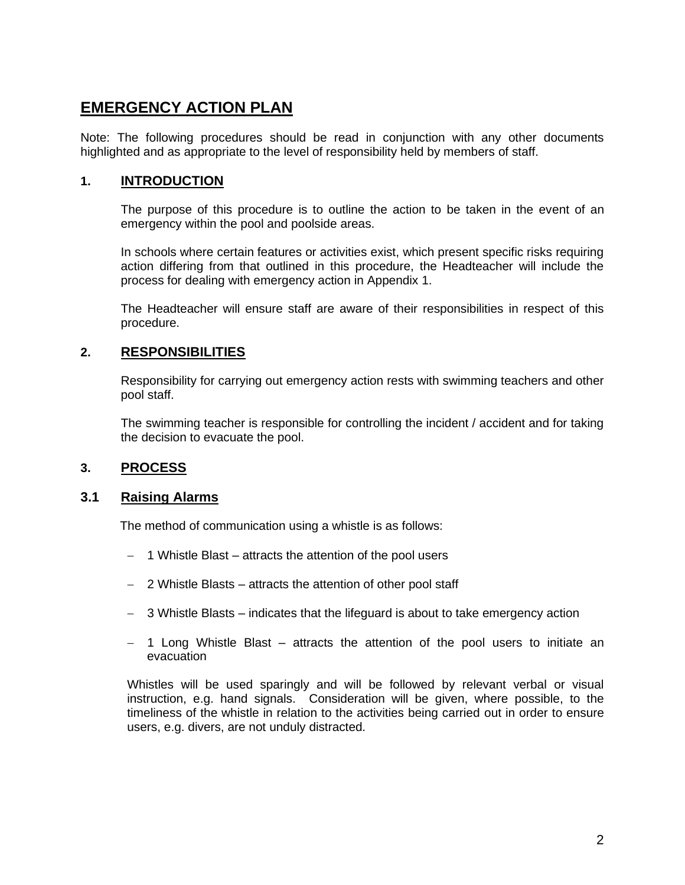# EMERGENCY ACTION PLAN

Note: The following procedures should be read in conjunction with any other documents highlighted and as appropriate to the level of responsibility held by members of staff.

## 1. INTRODUCTION

The purpose of this procedure is to outline the action to be taken in the event of an emergency within the pool and poolside areas.

In schools where certain features or activities exist, which present specific risks requiring action differing from that outlined in this procedure, the Headteacher will include the process for dealing with emergency action in Appendix 1.

The Headteacher will ensure staff are aware of their responsibilities in respect of this procedure.

## 2. RESPONSIBILITIES

Responsibility for carrying out emergency action rests with swimming teachers and other pool staff.

The swimming teacher is responsible for controlling the incident / accident and for taking the decision to evacuate the pool.

## 3. PROCESS

### 3.1 Raising Alarms

The method of communication using a whistle is as follows:

- 1 Whistle Blast – attracts the attention of the pool users
- 2 Whistle Blasts – attracts the attention of other pool staff
- 3 Whistle Blasts – indicates that the lifeguard is about to take emergency action
- 1 Long Whistle Blast – attracts the attention of the pool users to initiate an evacuation

Whistles will be used sparingly and will be followed by relevant verbal or visual instruction, e.g. hand signals. Consideration will be given, where possible, to the timeliness of the whistle in relation to the activities being carried out in order to ensure users, e.g. divers, are not unduly distracted.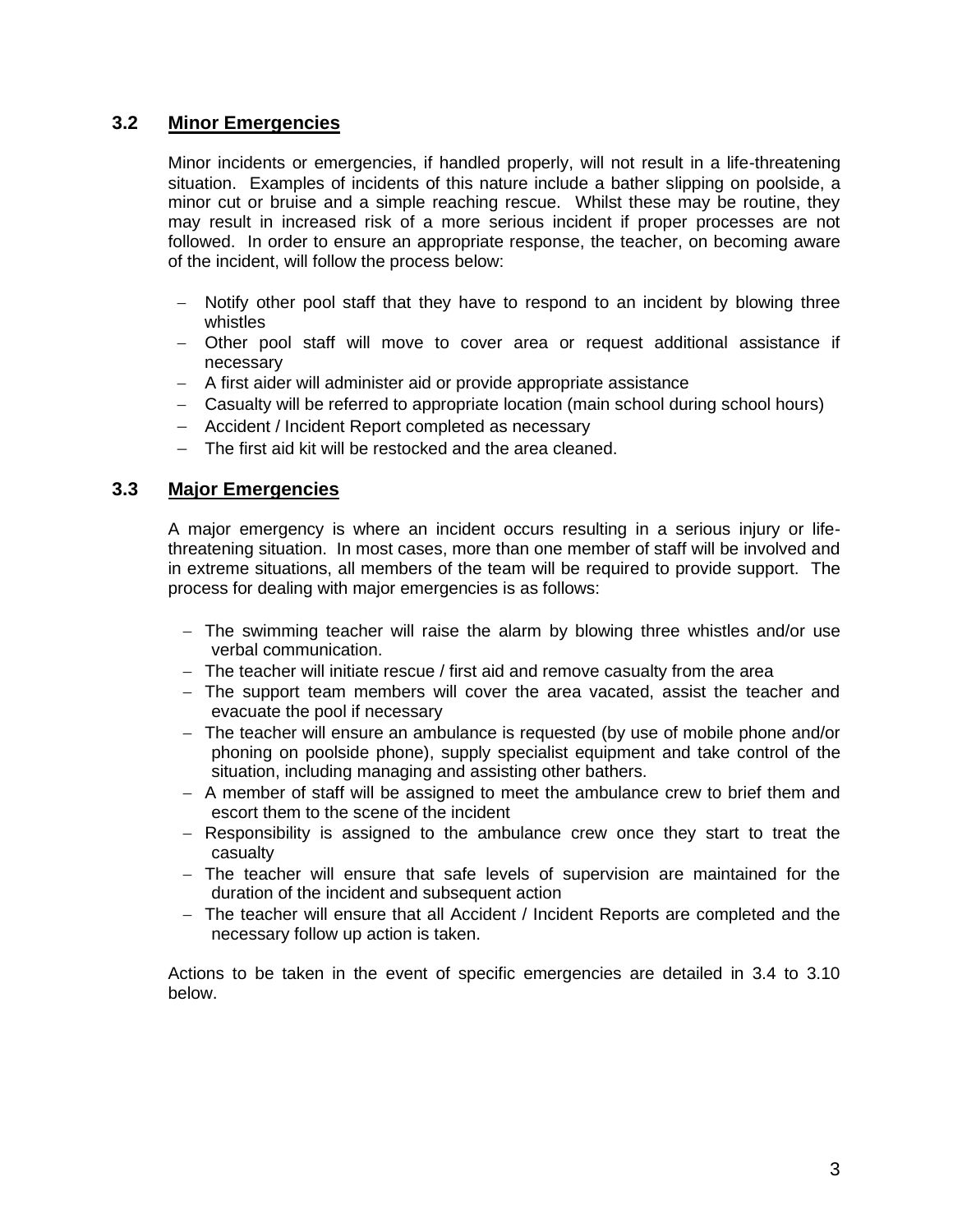### 3.2 Minor Emergencies

Minor incidents or emergencies, if handled properly, will not result in a life-threatening situation. Examples of incidents of this nature include a bather slipping on poolside, a minor cut or bruise and a simple reaching rescue. Whilst these may be routine, they may result in increased risk of a more serious incident if proper processes are not followed. In order to ensure an appropriate response, the teacher, on becoming aware of the incident, will follow the process below:

- Notify other pool staff that they have to respond to an incident by blowing three whistles
- Other pool staff will move to cover area or request additional assistance if necessary
- A first aider will administer aid or provide appropriate assistance
- Casualty will be referred to appropriate location (main school during school hours)
- Accident / Incident Report completed as necessary
- The first aid kit will be restocked and the area cleaned.

### 3.3 Major Emergencies

A major emergency is where an incident occurs resulting in a serious injury or life-threatening situation. In most cases, more than one member of staff will be involved and in extreme situations, all members of the team will be required to provide support. The process for dealing with major emergencies is as follows:

- The swimming teacher will raise the alarm by blowing three whistles and/or use verbal communication.
- The teacher will initiate rescue / first aid and remove casualty from the area
- The support team members will cover the area vacated, assist the teacher and evacuate the pool if necessary
- The teacher will ensure an ambulance is requested (by use of mobile phone and/or phoning on poolside phone), supply specialist equipment and take control of the situation, including managing and assisting other bathers.
- A member of staff will be assigned to meet the ambulance crew to brief them and escort them to the scene of the incident
- Responsibility is assigned to the ambulance crew once they start to treat the casualty
- The teacher will ensure that safe levels of supervision are maintained for the duration of the incident and subsequent action
- The teacher will ensure that all Accident / Incident Reports are completed and the necessary follow up action is taken.

Actions to be taken in the event of specific emergencies are detailed in 3.4 to 3.10 below.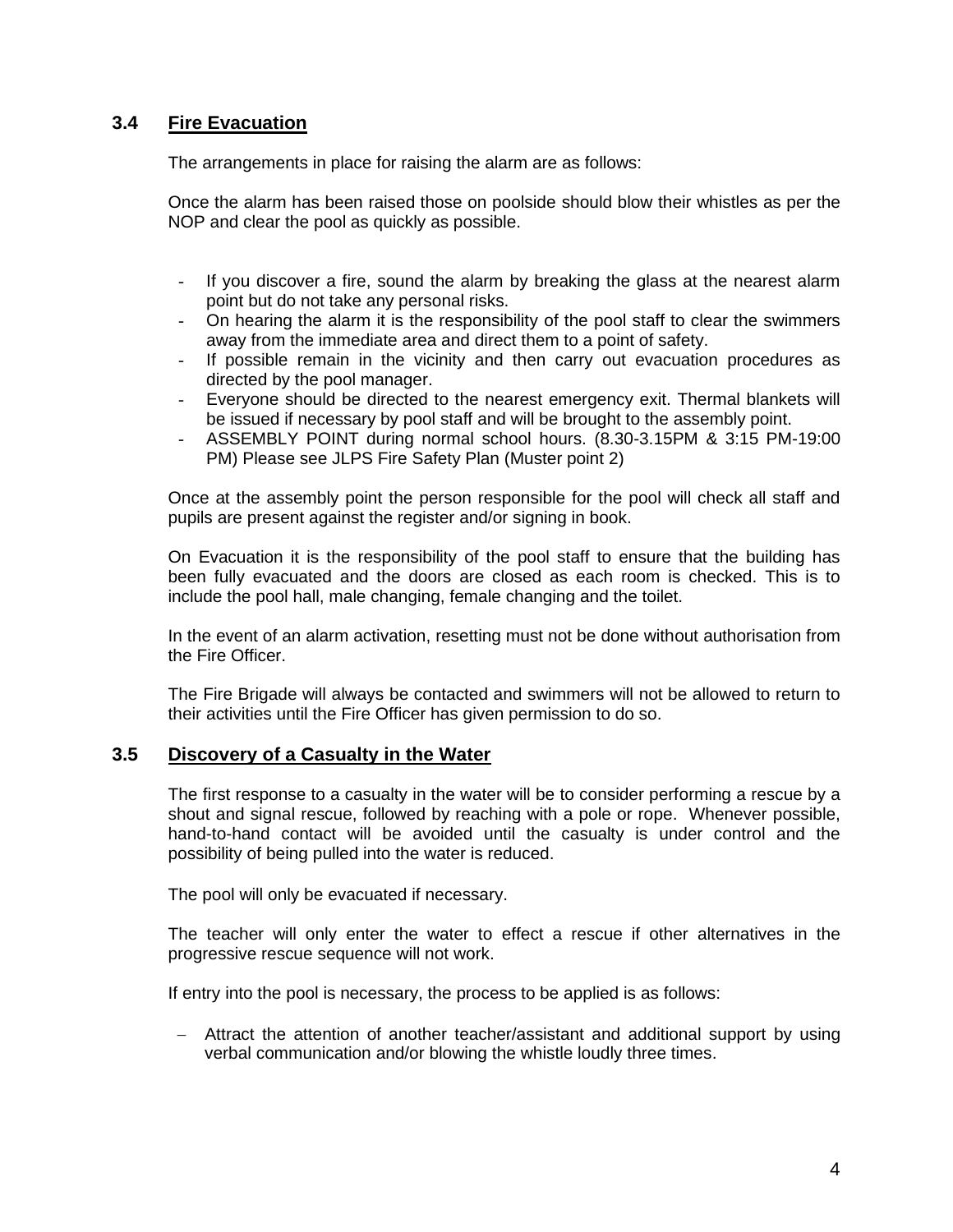## 3.4 Fire Evacuation

The arrangements in place for raising the alarm are as follows:

Once the alarm has been raised those on poolside should blow their whistles as per the NOP and clear the pool as quickly as possible.

- If you discover a fire, sound the alarm by breaking the glass at the nearest alarm point but do not take any personal risks.
- On hearing the alarm it is the responsibility of the pool staff to clear the swimmers away from the immediate area and direct them to a point of safety.
- If possible remain in the vicinity and then carry out evacuation procedures as directed by the pool manager.
- Everyone should be directed to the nearest emergency exit. Thermal blankets will be issued if necessary by pool staff and will be brought to the assembly point.
- ASSEMBLY POINT during normal school hours. (8.30-3.15PM & 3:15 PM-19:00 PM) Please see JLPS Fire Safety Plan (Muster point 2)

Once at the assembly point the person responsible for the pool will check all staff and pupils are present against the register and/or signing in book.

On Evacuation it is the responsibility of the pool staff to ensure that the building has been fully evacuated and the doors are closed as each room is checked. This is to include the pool hall, male changing, female changing and the toilet.

In the event of an alarm activation, resetting must not be done without authorisation from the Fire Officer.

The Fire Brigade will always be contacted and swimmers will not be allowed to return to their activities until the Fire Officer has given permission to do so.

## 3.5 Discovery of a Casualty in the Water

The first response to a casualty in the water will be to consider performing a rescue by a shout and signal rescue, followed by reaching with a pole or rope. Whenever possible, hand-to-hand contact will be avoided until the casualty is under control and the possibility of being pulled into the water is reduced.

The pool will only be evacuated if necessary.

The teacher will only enter the water to effect a rescue if other alternatives in the progressive rescue sequence will not work.

If entry into the pool is necessary, the process to be applied is as follows:

- Attract the attention of another teacher/assistant and additional support by using verbal communication and/or blowing the whistle loudly three times.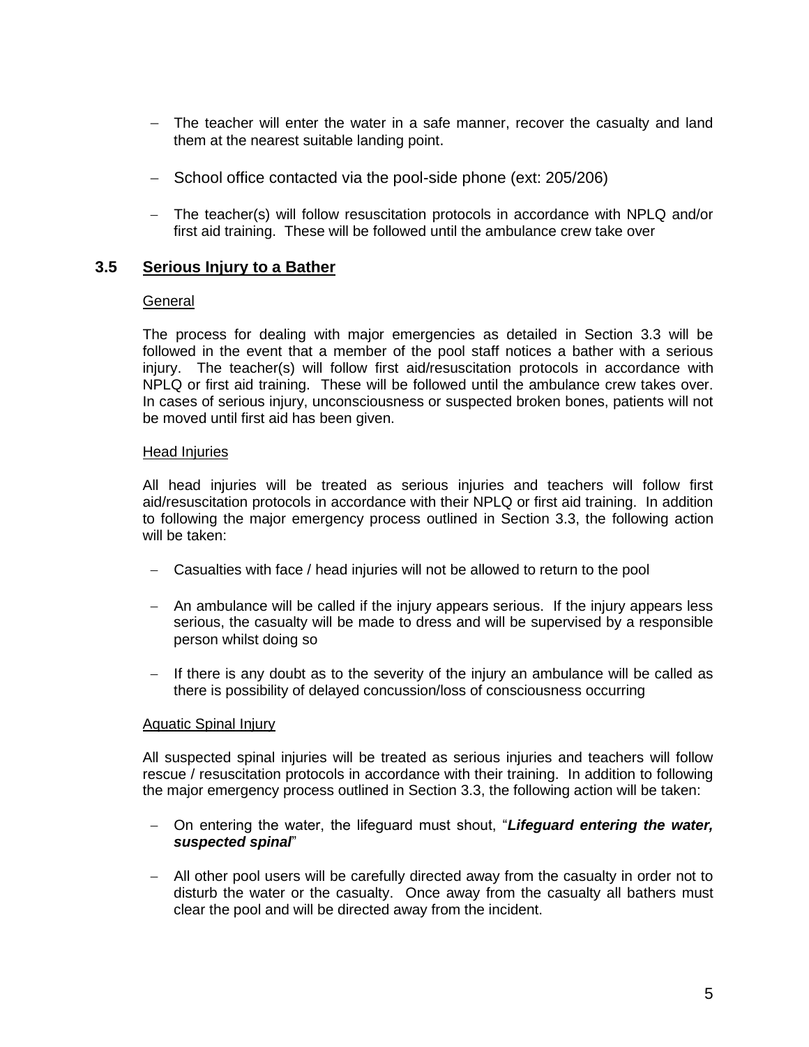- The teacher will enter the water in a safe manner, recover the casualty and land them at the nearest suitable landing point.
- School office contacted via the pool-side phone (ext: 205/206)
- The teacher(s) will follow resuscitation protocols in accordance with NPLQ and/or first aid training. These will be followed until the ambulance crew take over

## 3.5 Serious Injury to a Bather

General

The process for dealing with major emergencies as detailed in Section 3.3 will be followed in the event that a member of the pool staff notices a bather with a serious injury. The teacher(s) will follow first aid/resuscitation protocols in accordance with NPLQ or first aid training. These will be followed until the ambulance crew takes over. In cases of serious injury, unconsciousness or suspected broken bones, patients will not be moved until first aid has been given.

Head Injuries

All head injuries will be treated as serious injuries and teachers will follow first aid/resuscitation protocols in accordance with their NPLQ or first aid training. In addition to following the major emergency process outlined in Section 3.3, the following action will be taken:

- Casualties with face / head injuries will not be allowed to return to the pool
- An ambulance will be called if the injury appears serious. If the injury appears less serious, the casualty will be made to dress and will be supervised by a responsible person whilst doing so
- If there is any doubt as to the severity of the injury an ambulance will be called as there is possibility of delayed concussion/loss of consciousness occurring

Aquatic Spinal Injury

All suspected spinal injuries will be treated as serious injuries and teachers will follow rescue / resuscitation protocols in accordance with their training. In addition to following the major emergency process outlined in Section 3.3, the following action will be taken:

- On entering the water, the lifeguard must shout, "***Lifeguard entering the water, suspected spinal***"
- All other pool users will be carefully directed away from the casualty in order not to disturb the water or the casualty. Once away from the casualty all bathers must clear the pool and will be directed away from the incident.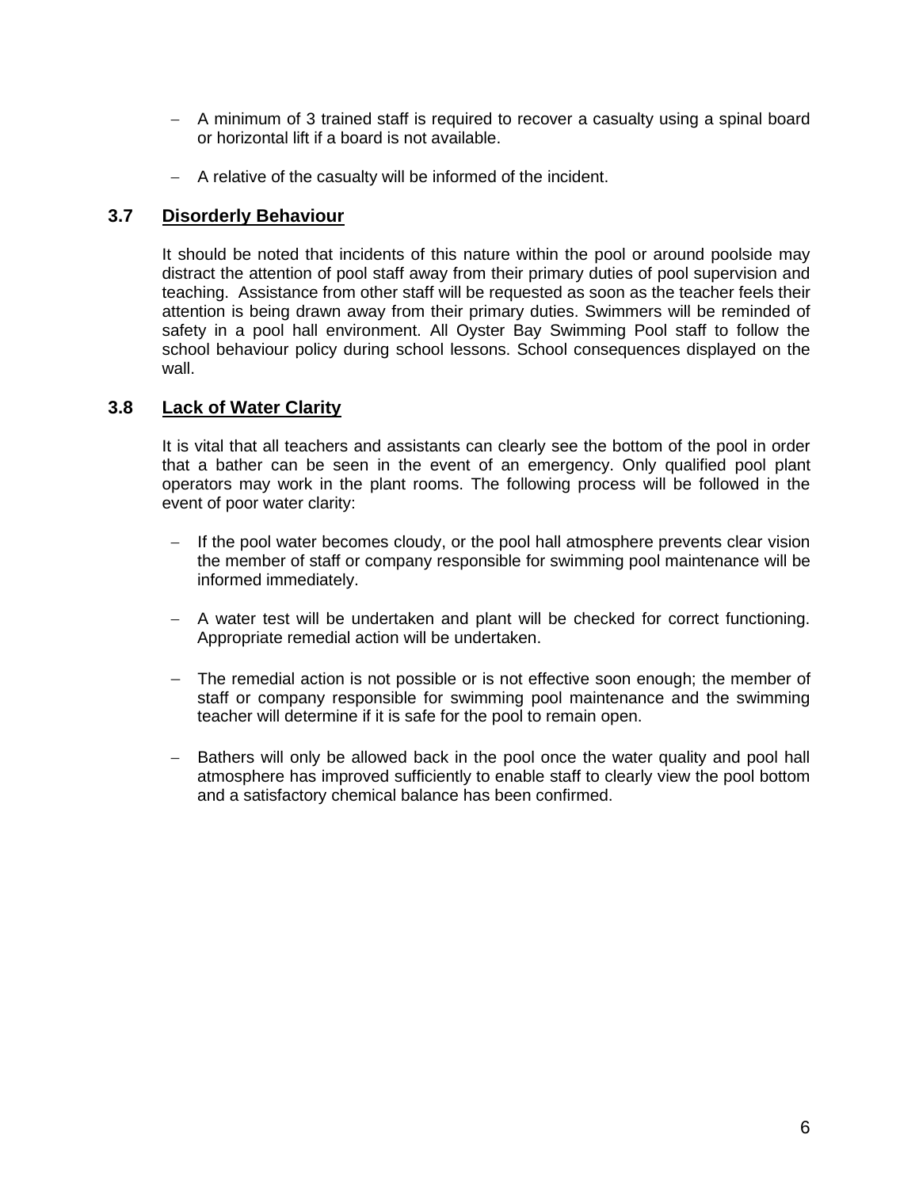- A minimum of 3 trained staff is required to recover a casualty using a spinal board or horizontal lift if a board is not available.

- A relative of the casualty will be informed of the incident.

### 3.7 Disorderly Behaviour

It should be noted that incidents of this nature within the pool or around poolside may distract the attention of pool staff away from their primary duties of pool supervision and teaching. Assistance from other staff will be requested as soon as the teacher feels their attention is being drawn away from their primary duties. Swimmers will be reminded of safety in a pool hall environment. All Oyster Bay Swimming Pool staff to follow the school behaviour policy during school lessons. School consequences displayed on the wall.

### 3.8 Lack of Water Clarity

It is vital that all teachers and assistants can clearly see the bottom of the pool in order that a bather can be seen in the event of an emergency. Only qualified pool plant operators may work in the plant rooms. The following process will be followed in the event of poor water clarity:

- If the pool water becomes cloudy, or the pool hall atmosphere prevents clear vision the member of staff or company responsible for swimming pool maintenance will be informed immediately.

- A water test will be undertaken and plant will be checked for correct functioning. Appropriate remedial action will be undertaken.

- The remedial action is not possible or is not effective soon enough; the member of staff or company responsible for swimming pool maintenance and the swimming teacher will determine if it is safe for the pool to remain open.

- Bathers will only be allowed back in the pool once the water quality and pool hall atmosphere has improved sufficiently to enable staff to clearly view the pool bottom and a satisfactory chemical balance has been confirmed.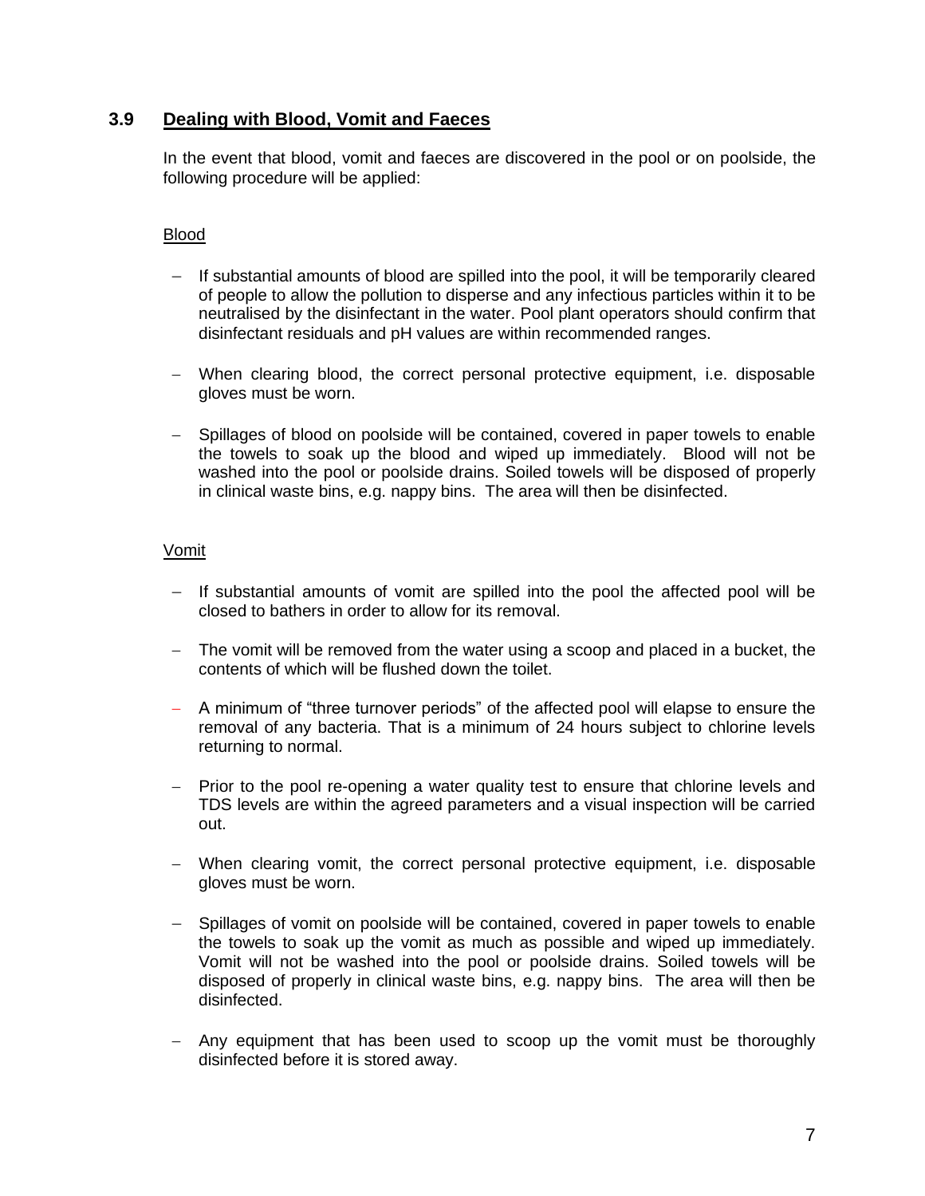### 3.9 Dealing with Blood, Vomit and Faeces

In the event that blood, vomit and faeces are discovered in the pool or on poolside, the following procedure will be applied:

Blood

- If substantial amounts of blood are spilled into the pool, it will be temporarily cleared of people to allow the pollution to disperse and any infectious particles within it to be neutralised by the disinfectant in the water. Pool plant operators should confirm that disinfectant residuals and pH values are within recommended ranges.
- When clearing blood, the correct personal protective equipment, i.e. disposable gloves must be worn.
- Spillages of blood on poolside will be contained, covered in paper towels to enable the towels to soak up the blood and wiped up immediately. Blood will not be washed into the pool or poolside drains. Soiled towels will be disposed of properly in clinical waste bins, e.g. nappy bins. The area will then be disinfected.

Vomit

- If substantial amounts of vomit are spilled into the pool the affected pool will be closed to bathers in order to allow for its removal.
- The vomit will be removed from the water using a scoop and placed in a bucket, the contents of which will be flushed down the toilet.
- A minimum of "three turnover periods" of the affected pool will elapse to ensure the removal of any bacteria. That is a minimum of 24 hours subject to chlorine levels returning to normal.
- Prior to the pool re-opening a water quality test to ensure that chlorine levels and TDS levels are within the agreed parameters and a visual inspection will be carried out.
- When clearing vomit, the correct personal protective equipment, i.e. disposable gloves must be worn.
- Spillages of vomit on poolside will be contained, covered in paper towels to enable the towels to soak up the vomit as much as possible and wiped up immediately. Vomit will not be washed into the pool or poolside drains. Soiled towels will be disposed of properly in clinical waste bins, e.g. nappy bins. The area will then be disinfected.
- Any equipment that has been used to scoop up the vomit must be thoroughly disinfected before it is stored away.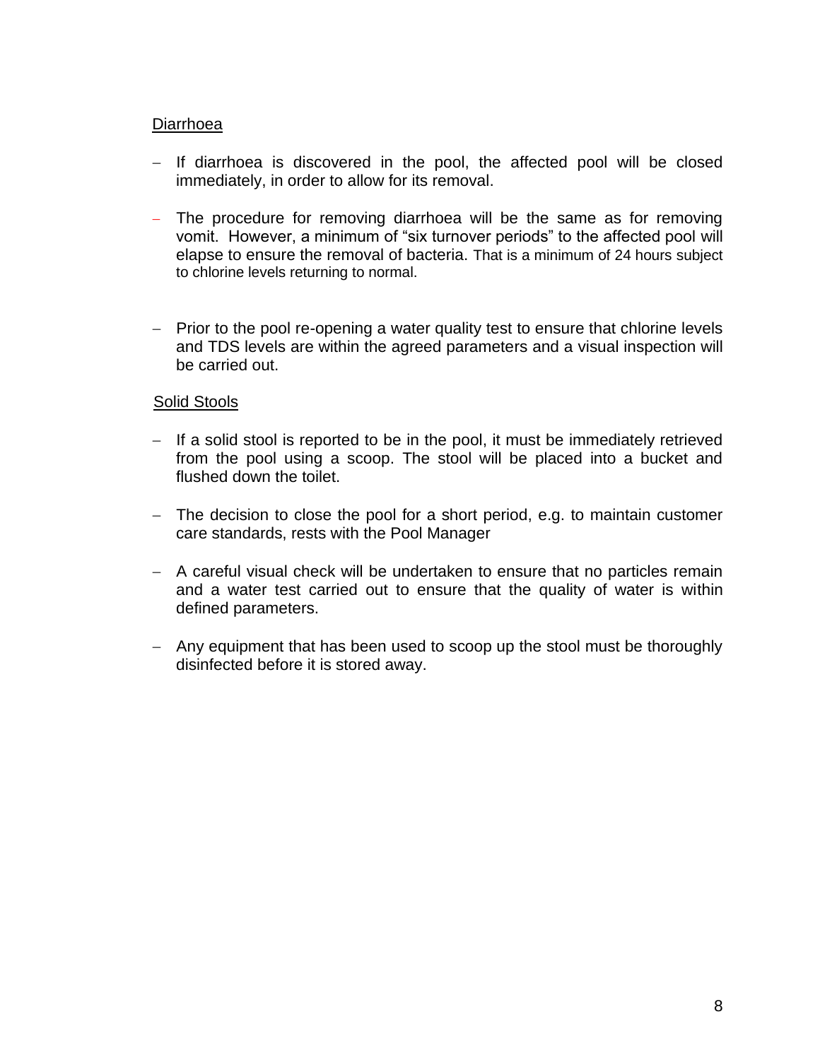Diarrhoea

- If diarrhoea is discovered in the pool, the affected pool will be closed immediately, in order to allow for its removal.

- The procedure for removing diarrhoea will be the same as for removing vomit. However, a minimum of "six turnover periods" to the affected pool will elapse to ensure the removal of bacteria. That is a minimum of 24 hours subject to chlorine levels returning to normal.

- Prior to the pool re-opening a water quality test to ensure that chlorine levels and TDS levels are within the agreed parameters and a visual inspection will be carried out.

Solid Stools

- If a solid stool is reported to be in the pool, it must be immediately retrieved from the pool using a scoop. The stool will be placed into a bucket and flushed down the toilet.

- The decision to close the pool for a short period, e.g. to maintain customer care standards, rests with the Pool Manager

- A careful visual check will be undertaken to ensure that no particles remain and a water test carried out to ensure that the quality of water is within defined parameters.

- Any equipment that has been used to scoop up the stool must be thoroughly disinfected before it is stored away.